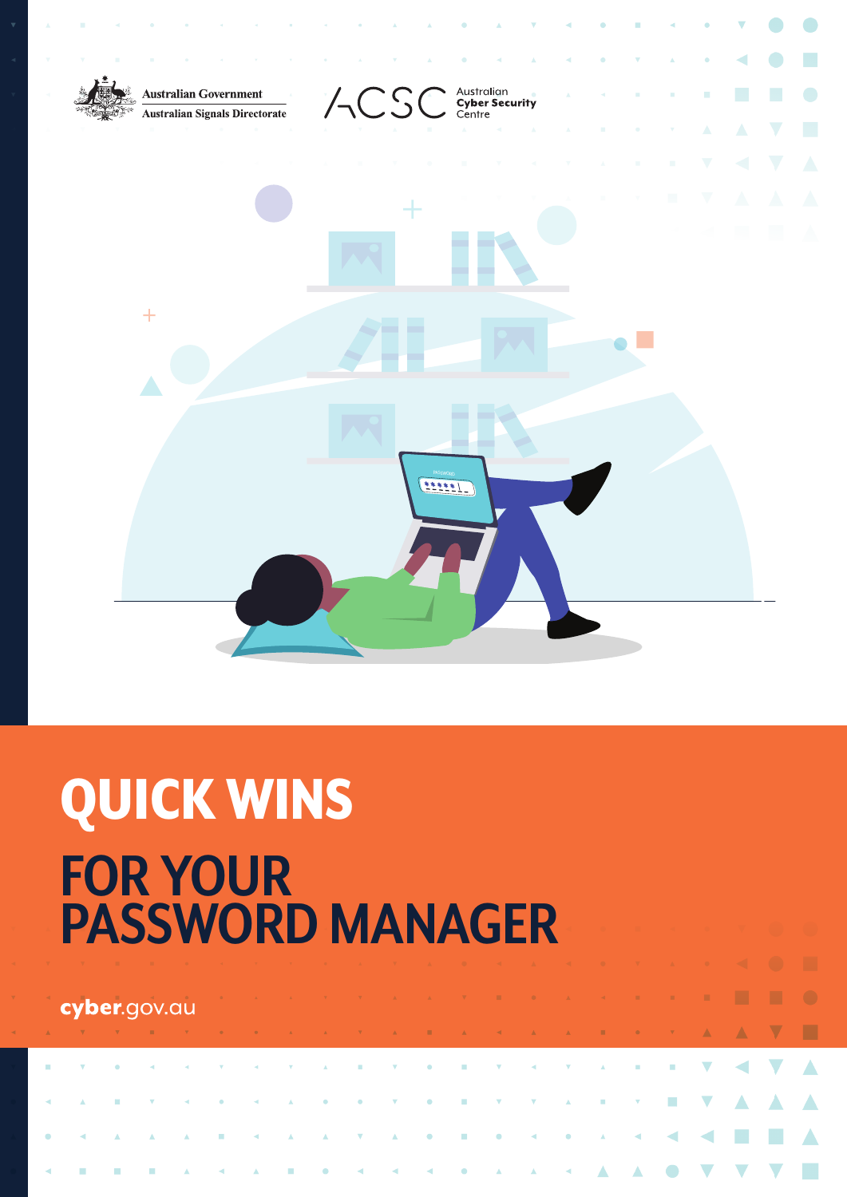Australian Government
Australian Signals Directorate

ACSC Australian Cyber Security Centre

# QUICK WINS

# FOR YOUR PASSWORD MANAGER

cyber.gov.au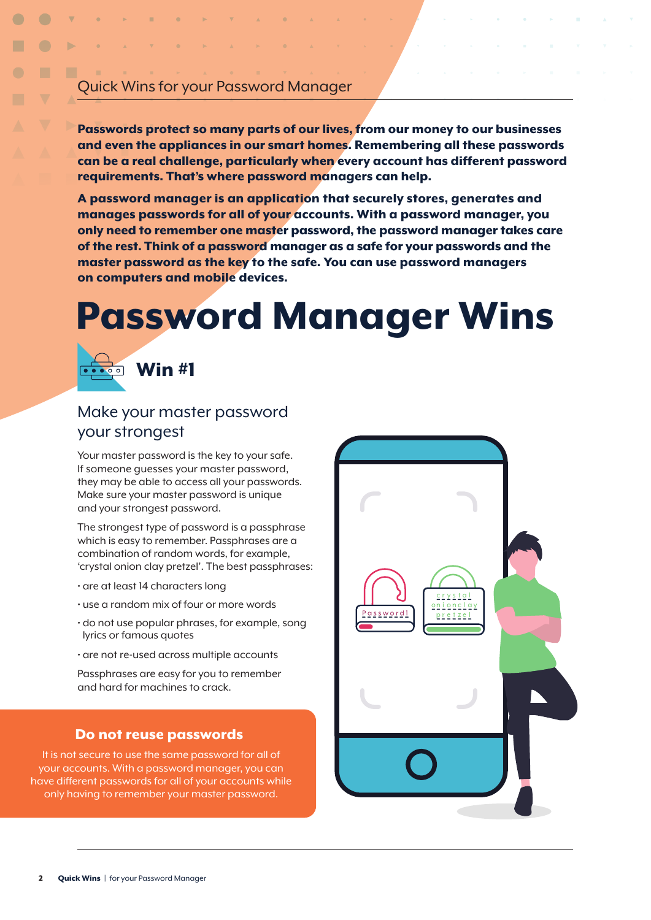Quick Wins for your Password Manager

**Passwords protect so many parts of our lives, from our money to our businesses and even the appliances in our smart homes. Remembering all these passwords can be a real challenge, particularly when every account has different password requirements. That's where password managers can help.**

**A password manager is an application that securely stores, generates and manages passwords for all of your accounts. With a password manager, you only need to remember one master password, the password manager takes care of the rest. Think of a password manager as a safe for your passwords and the master password as the key to the safe. You can use password managers on computers and mobile devices.**

# Password Manager Wins

## Win #1

### Make your master password your strongest

Your master password is the key to your safe. If someone guesses your master password, they may be able to access all your passwords. Make sure your master password is unique and your strongest password.

The strongest type of password is a passphrase which is easy to remember. Passphrases are a combination of random words, for example, 'crystal onion clay pretzel'. The best passphrases:

- are at least 14 characters long
- use a random mix of four or more words
- do not use popular phrases, for example, song lyrics or famous quotes
- are not re-used across multiple accounts

Passphrases are easy for you to remember and hard for machines to crack.

### Do not reuse passwords

It is not secure to use the same password for all of your accounts. With a password manager, you can have different passwords for all of your accounts while only having to remember your master password.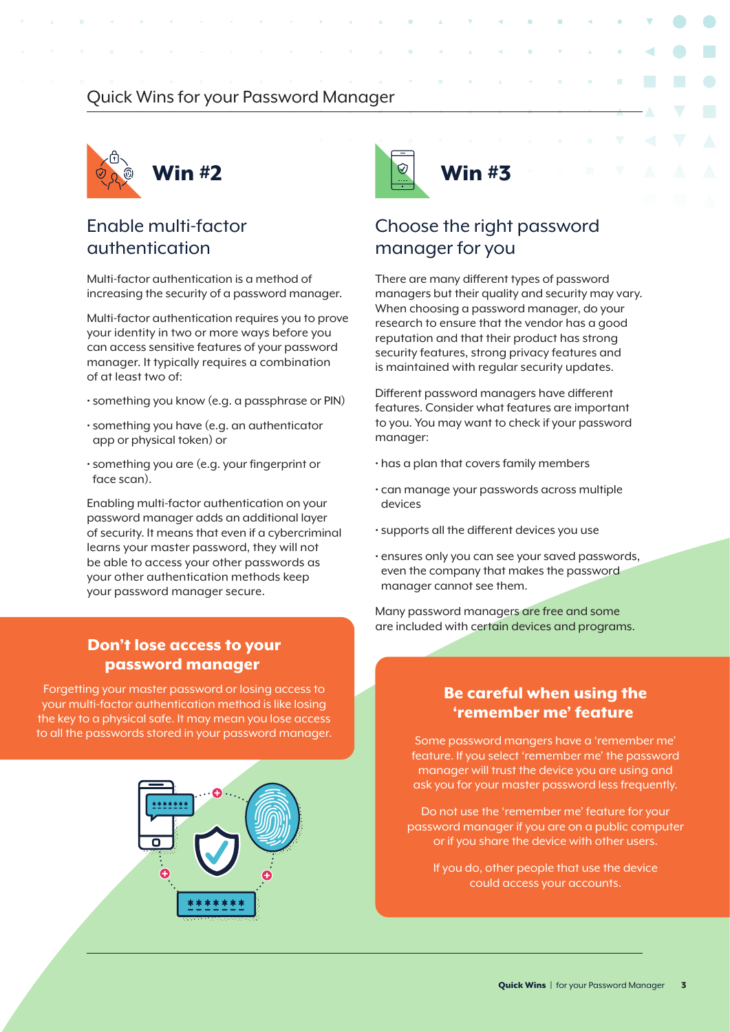# Quick Wins for your Password Manager

## Win #2

### Enable multi-factor authentication

Multi-factor authentication is a method of increasing the security of a password manager.

Multi-factor authentication requires you to prove your identity in two or more ways before you can access sensitive features of your password manager. It typically requires a combination of at least two of:

- something you know (e.g. a passphrase or PIN)
- something you have (e.g. an authenticator app or physical token) or
- something you are (e.g. your fingerprint or face scan).

Enabling multi-factor authentication on your password manager adds an additional layer of security. It means that even if a cybercriminal learns your master password, they will not be able to access your other passwords as your other authentication methods keep your password manager secure.

#### Don't lose access to your password manager

Forgetting your master password or losing access to your multi-factor authentication method is like losing the key to a physical safe. It may mean you lose access to all the passwords stored in your password manager.

## Win #3

### Choose the right password manager for you

There are many different types of password managers but their quality and security may vary. When choosing a password manager, do your research to ensure that the vendor has a good reputation and that their product has strong security features, strong privacy features and is maintained with regular security updates.

Different password managers have different features. Consider what features are important to you. You may want to check if your password manager:

- has a plan that covers family members
- can manage your passwords across multiple devices
- supports all the different devices you use
- ensures only you can see your saved passwords, even the company that makes the password manager cannot see them.

Many password managers are free and some are included with certain devices and programs.

#### Be careful when using the 'remember me' feature

Some password mangers have a 'remember me' feature. If you select 'remember me' the password manager will trust the device you are using and ask you for your master password less frequently.

Do not use the 'remember me' feature for your password manager if you are on a public computer or if you share the device with other users.

If you do, other people that use the device could access your accounts.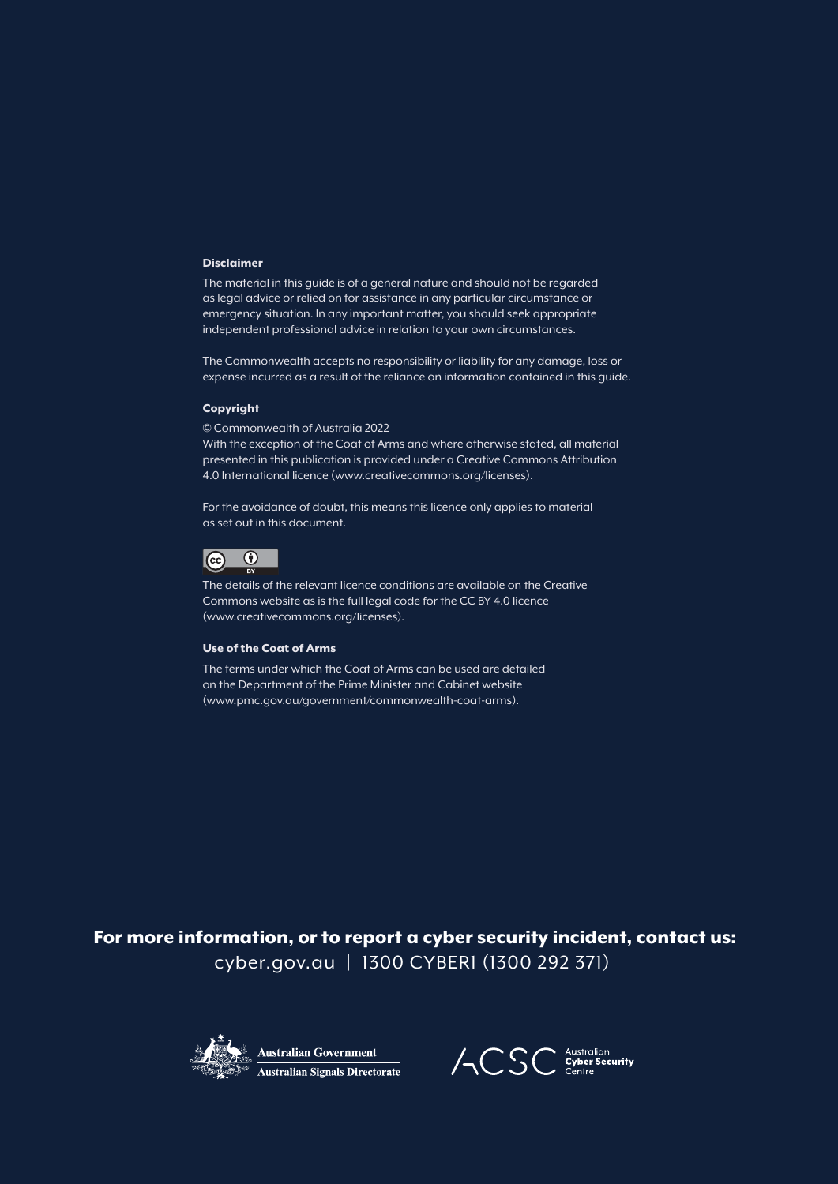### Disclaimer

The material in this guide is of a general nature and should not be regarded as legal advice or relied on for assistance in any particular circumstance or emergency situation. In any important matter, you should seek appropriate independent professional advice in relation to your own circumstances.

The Commonwealth accepts no responsibility or liability for any damage, loss or expense incurred as a result of the reliance on information contained in this guide.

### Copyright

© Commonwealth of Australia 2022
With the exception of the Coat of Arms and where otherwise stated, all material presented in this publication is provided under a Creative Commons Attribution 4.0 International licence (www.creativecommons.org/licenses).

For the avoidance of doubt, this means this licence only applies to material as set out in this document.

The details of the relevant licence conditions are available on the Creative Commons website as is the full legal code for the CC BY 4.0 licence (www.creativecommons.org/licenses).

### Use of the Coat of Arms

The terms under which the Coat of Arms can be used are detailed on the Department of the Prime Minister and Cabinet website (www.pmc.gov.au/government/commonwealth-coat-arms).

**For more information, or to report a cyber security incident, contact us:**
cyber.gov.au | 1300 CYBER1 (1300 292 371)

Australian Government
Australian Signals Directorate

ACSC Australian Cyber Security Centre